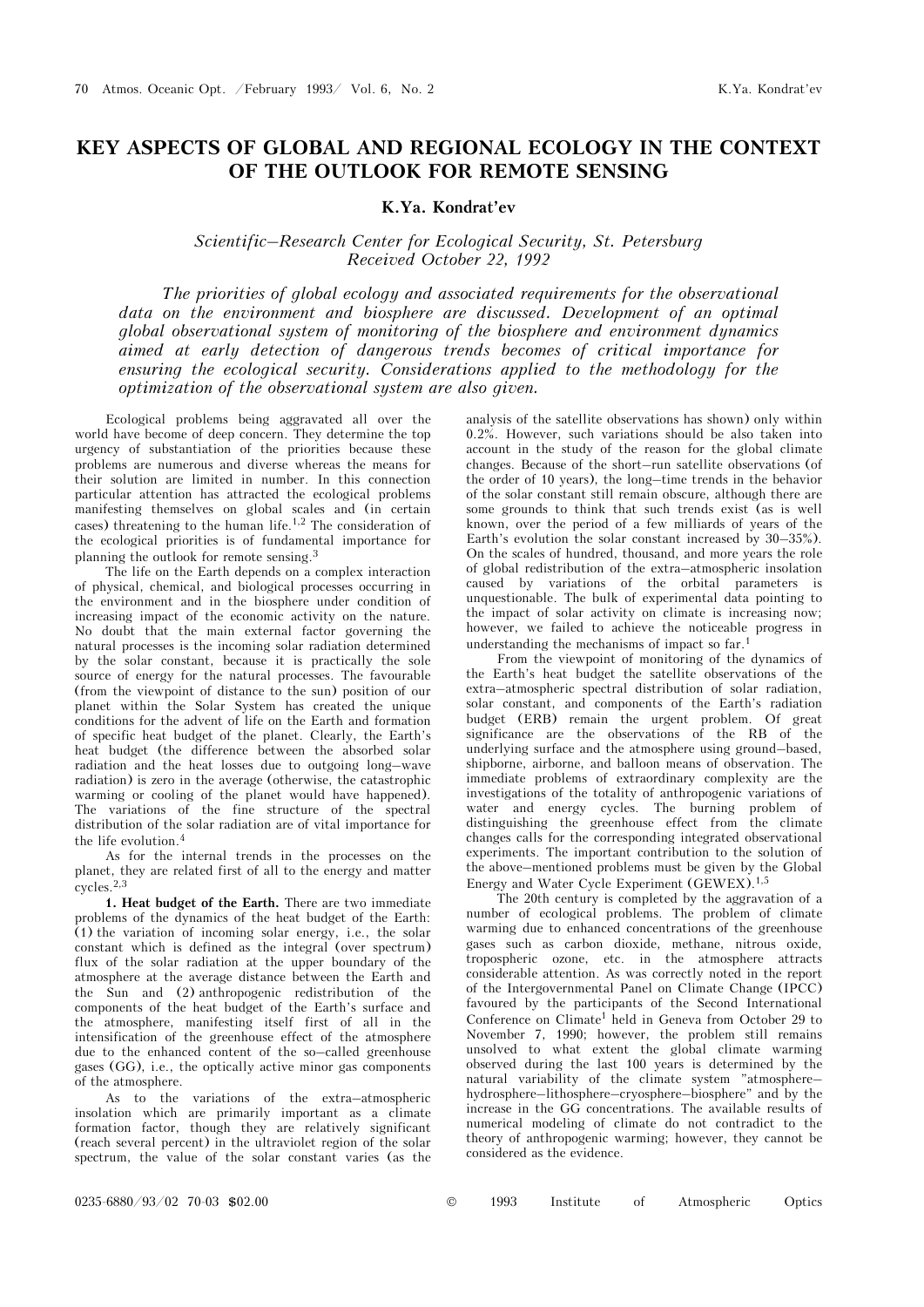# KEY ASPECTS OF GLOBAL AND REGIONAL ECOLOGY IN THE CONTEXT OF THE OUTLOOK FOR REMOTE SENSING

## K.Ya. Kondrat'ev

*Scientific–Research Center for Ecological Security, St. Petersburg*
*Received October 22, 1992*

*The priorities of global ecology and associated requirements for the observational data on the environment and biosphere are discussed. Development of an optimal global observational system of monitoring of the biosphere and environment dynamics aimed at early detection of dangerous trends becomes of critical importance for ensuring the ecological security. Considerations applied to the methodology for the optimization of the observational system are also given.*

Ecological problems being aggravated all over the world have become of deep concern. They determine the top urgency of substantiation of the priorities because these problems are numerous and diverse whereas the means for their solution are limited in number. In this connection particular attention has attracted the ecological problems manifesting themselves on global scales and (in certain cases) threatening to the human life.[1,2] The consideration of the ecological priorities is of fundamental importance for planning the outlook for remote sensing.[3]

The life on the Earth depends on a complex interaction of physical, chemical, and biological processes occurring in the environment and in the biosphere under condition of increasing impact of the economic activity on the nature. No doubt that the main external factor governing the natural processes is the incoming solar radiation determined by the solar constant, because it is practically the sole source of energy for the natural processes. The favourable (from the viewpoint of distance to the sun) position of our planet within the Solar System has created the unique conditions for the advent of life on the Earth and formation of specific heat budget of the planet. Clearly, the Earth's heat budget (the difference between the absorbed solar radiation and the heat losses due to outgoing long–wave radiation) is zero in the average (otherwise, the catastrophic warming or cooling of the planet would have happened). The variations of the fine structure of the spectral distribution of the solar radiation are of vital importance for the life evolution.[4]

As for the internal trends in the processes on the planet, they are related first of all to the energy and matter cycles.[2,3]

**1. Heat budget of the Earth.** There are two immediate problems of the dynamics of the heat budget of the Earth: (1) the variation of incoming solar energy, i.e., the solar constant which is defined as the integral (over spectrum) flux of the solar radiation at the upper boundary of the atmosphere at the average distance between the Earth and the Sun and (2) anthropogenic redistribution of the components of the heat budget of the Earth's surface and the atmosphere, manifesting itself first of all in the intensification of the greenhouse effect of the atmosphere due to the enhanced content of the so–called greenhouse gases (GG), i.e., the optically active minor gas components of the atmosphere.

As to the variations of the extra–atmospheric insolation which are primarily important as a climate formation factor, though they are relatively significant (reach several percent) in the ultraviolet region of the solar spectrum, the value of the solar constant varies (as the analysis of the satellite observations has shown) only within 0.2%. However, such variations should be also taken into account in the study of the reason for the global climate changes. Because of the short–run satellite observations (of the order of 10 years), the long–time trends in the behavior of the solar constant still remain obscure, although there are some grounds to think that such trends exist (as is well known, over the period of a few milliards of years of the Earth's evolution the solar constant increased by 30–35%). On the scales of hundred, thousand, and more years the role of global redistribution of the extra–atmospheric insolation caused by variations of the orbital parameters is unquestionable. The bulk of experimental data pointing to the impact of solar activity on climate is increasing now; however, we failed to achieve the noticeable progress in understanding the mechanisms of impact so far.[1]

From the viewpoint of monitoring of the dynamics of the Earth's heat budget the satellite observations of the extra–atmospheric spectral distribution of solar radiation, solar constant, and components of the Earth's radiation budget (ERB) remain the urgent problem. Of great significance are the observations of the RB of the underlying surface and the atmosphere using ground–based, shipborne, airborne, and balloon means of observation. The immediate problems of extraordinary complexity are the investigations of the totality of anthropogenic variations of water and energy cycles. The burning problem of distinguishing the greenhouse effect from the climate changes calls for the corresponding integrated observational experiments. The important contribution to the solution of the above–mentioned problems must be given by the Global Energy and Water Cycle Experiment (GEWEX).[1,5]

The 20th century is completed by the aggravation of a number of ecological problems. The problem of climate warming due to enhanced concentrations of the greenhouse gases such as carbon dioxide, methane, nitrous oxide, tropospheric ozone, etc. in the atmosphere attracts considerable attention. As was correctly noted in the report of the Intergovernmental Panel on Climate Change (IPCC) favoured by the participants of the Second International Conference on Climate[1] held in Geneva from October 29 to November 7, 1990; however, the problem still remains unsolved to what extent the global climate warming observed during the last 100 years is determined by the natural variability of the climate system "atmosphere–hydrosphere–lithosphere–cryosphere–biosphere" and by the increase in the GG concentrations. The available results of numerical modeling of climate do not contradict to the theory of anthropogenic warming; however, they cannot be considered as the evidence.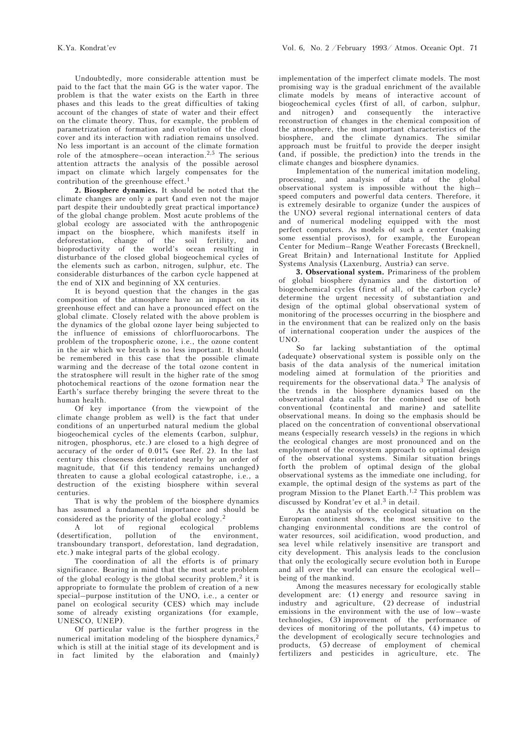Undoubtedly, more considerable attention must be paid to the fact that the main GG is the water vapor. The problem is that the water exists on the Earth in three phases and this leads to the great difficulties of taking account of the changes of state of water and their effect on the climate theory. Thus, for example, the problem of parametrization of formation and evolution of the cloud cover and its interaction with radiation remains unsolved. No less important is an account of the climate formation role of the atmosphere–ocean interaction.[2,5] The serious attention attracts the analysis of the possible aerosol impact on climate which largely compensates for the contribution of the greenhouse effect.[1]

**2. Biosphere dynamics.** It should be noted that the climate changes are only a part (and even not the major part despite their undoubtedly great practical importance) of the global change problem. Most acute problems of the global ecology are associated with the anthropogenic impact on the biosphere, which manifests itself in deforestation, change of the soil fertility, and bioproductivity of the world's ocean resulting in disturbance of the closed global biogeochemical cycles of the elements such as carbon, nitrogen, sulphur, etc. The considerable disturbances of the carbon cycle happened at the end of XIX and beginning of XX centuries.

It is beyond question that the changes in the gas composition of the atmosphere have an impact on its greenhouse effect and can have a pronounced effect on the global climate. Closely related with the above problem is the dynamics of the global ozone layer being subjected to the influence of emissions of chlorfluorocarbons. The problem of the tropospheric ozone, i.e., the ozone content in the air which we breath is no less important. It should be remembered in this case that the possible climate warming and the decrease of the total ozone content in the stratosphere will result in the higher rate of the smog photochemical reactions of the ozone formation near the Earth's surface thereby bringing the severe threat to the human health.

Of key importance (from the viewpoint of the climate change problem as well) is the fact that under conditions of an unperturbed natural medium the global biogeochemical cycles of the elements (carbon, sulphur, nitrogen, phosphorus, etc.) are closed to a high degree of accuracy of the order of 0.01% (see Ref. 2). In the last century this closeness deteriorated nearly by an order of magnitude, that (if this tendency remains unchanged) threaten to cause a global ecological catastrophe, i.e., a destruction of the existing biosphere within several centuries.

That is why the problem of the biosphere dynamics has assumed a fundamental importance and should be considered as the priority of the global ecology.[2]

A lot of regional ecological problems (desertification, pollution of the environment, transboundary transport, deforestation, land degradation, etc.) make integral parts of the global ecology.

The coordination of all the efforts is of primary significance. Bearing in mind that the most acute problem of the global ecology is the global security problem,[2] it is appropriate to formulate the problem of creation of a new special–purpose institution of the UNO, i.e., a center or panel on ecological security (CES) which may include some of already existing organizations (for example, UNESCO, UNEP).

Of particular value is the further progress in the numerical imitation modeling of the biosphere dynamics,[2] which is still at the initial stage of its development and is in fact limited by the elaboration and (mainly) implementation of the imperfect climate models. The most promising way is the gradual enrichment of the available climate models by means of interactive account of biogeochemical cycles (first of all, of carbon, sulphur, and nitrogen) and consequently the interactive reconstruction of changes in the chemical composition of the atmosphere, the most important characteristics of the biosphere, and the climate dynamics. The similar approach must be fruitful to provide the deeper insight (and, if possible, the prediction) into the trends in the climate changes and biosphere dynamics.

Implementation of the numerical imitation modeling, processing, and analysis of data of the global observational system is impossible without the high–speed computers and powerful data centers. Therefore, it is extremely desirable to organize (under the auspices of the UNO) several regional international centers of data and of numerical modeling equipped with the most perfect computers. As models of such a center (making some essential provisos), for example, the European Center for Medium–Range Weather Forecasts (Brecknell, Great Britain) and International Institute for Applied Systems Analysis (Laxenburg, Austria) can serve.

**3. Observational system.** Primariness of the problem of global biosphere dynamics and the distortion of biogeochemical cycles (first of all, of the carbon cycle) determine the urgent necessity of substantiation and design of the optimal global observational system of monitoring of the processes occurring in the biosphere and in the environment that can be realized only on the basis of international cooperation under the auspices of the UNO.

So far lacking substantiation of the optimal (adequate) observational system is possible only on the basis of the data analysis of the numerical imitation modeling aimed at formulation of the priorities and requirements for the observational data.[3] The analysis of the trends in the biosphere dynamics based on the observational data calls for the combined use of both conventional (continental and marine) and satellite observational means. In doing so the emphasis should be placed on the concentration of conventional observational means (especially research vessels) in the regions in which the ecological changes are most pronounced and on the employment of the ecosystem approach to optimal design of the observational systems. Similar situation brings forth the problem of optimal design of the global observational systems as the immediate one including, for example, the optimal design of the systems as part of the program Mission to the Planet Earth.[1,2] This problem was discussed by Kondrat'ev et al.[3] in detail.

As the analysis of the ecological situation on the European continent shows, the most sensitive to the changing environmental conditions are the control of water resources, soil acidification, wood production, and sea level while relatively insensitive are transport and city development. This analysis leads to the conclusion that only the ecologically secure evolution both in Europe and all over the world can ensure the ecological well–being of the mankind.

Among the measures necessary for ecologically stable development are: (1) energy and resource saving in industry and agriculture, (2) decrease of industrial emissions in the environment with the use of low–waste technologies, (3) improvement of the performance of devices of monitoring of the pollutants, (4) impetus to the development of ecologically secure technologies and products, (5) decrease of employment of chemical fertilizers and pesticides in agriculture, etc. The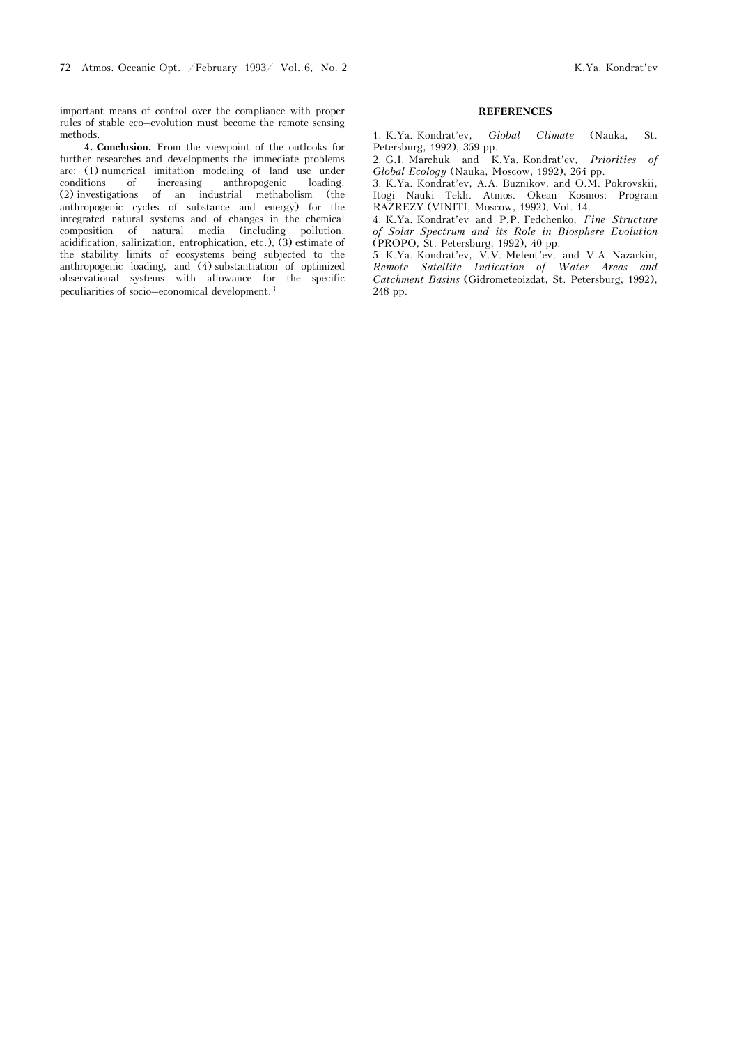important means of control over the compliance with proper rules of stable eco–evolution must become the remote sensing methods.

**4. Conclusion.** From the viewpoint of the outlooks for further researches and developments the immediate problems are: (1) numerical imitation modeling of land use under conditions of increasing anthropogenic loading, (2) investigations of an industrial methabolism (the anthropogenic cycles of substance and energy) for the integrated natural systems and of changes in the chemical composition of natural media (including pollution, acidification, salinization, entrophication, etc.), (3) estimate of the stability limits of ecosystems being subjected to the anthropogenic loading, and (4) substantiation of optimized observational systems with allowance for the specific peculiarities of socio–economical development.[3]

#### REFERENCES

1. K.Ya. Kondrat'ev, *Global Climate* (Nauka, St. Petersburg, 1992), 359 pp.
2. G.I. Marchuk and K.Ya. Kondrat'ev, *Priorities of Global Ecology* (Nauka, Moscow, 1992), 264 pp.
3. K.Ya. Kondrat'ev, A.A. Buznikov, and O.M. Pokrovskii, Itogi Nauki Tekh. Atmos. Okean Kosmos: Program RAZREZY (VINITI, Moscow, 1992), Vol. 14.
4. K.Ya. Kondrat'ev and P.P. Fedchenko, *Fine Structure of Solar Spectrum and its Role in Biosphere Evolution* (PROPO, St. Petersburg, 1992), 40 pp.
5. K.Ya. Kondrat'ev, V.V. Melent'ev, and V.A. Nazarkin, *Remote Satellite Indication of Water Areas and Catchment Basins* (Gidrometeoizdat, St. Petersburg, 1992), 248 pp.